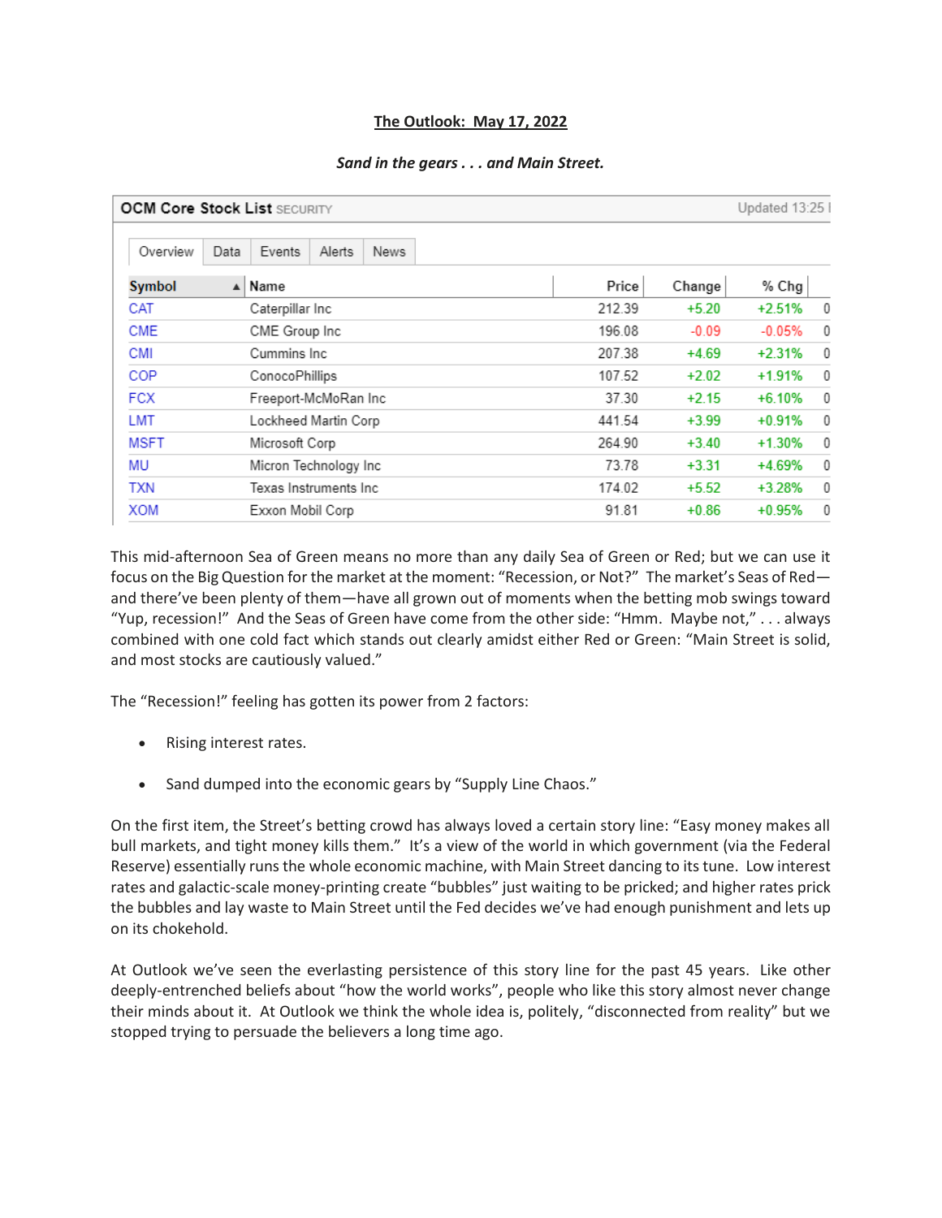**The Outlook: May 17, 2022**

***Sand in the gears . . . and Main Street.***

OCM Core Stock List SECURITY — Updated 13:25

Overview | Data | Events | Alerts | News

| Symbol | Name | Price | Change | % Chg |
|---|---|---|---|---|
| CAT | Caterpillar Inc | 212.39 | +5.20 | +2.51% |
| CME | CME Group Inc | 196.08 | -0.09 | -0.05% |
| CMI | Cummins Inc | 207.38 | +4.69 | +2.31% |
| COP | ConocoPhillips | 107.52 | +2.02 | +1.91% |
| FCX | Freeport-McMoRan Inc | 37.30 | +2.15 | +6.10% |
| LMT | Lockheed Martin Corp | 441.54 | +3.99 | +0.91% |
| MSFT | Microsoft Corp | 264.90 | +3.40 | +1.30% |
| MU | Micron Technology Inc | 73.78 | +3.31 | +4.69% |
| TXN | Texas Instruments Inc | 174.02 | +5.52 | +3.28% |
| XOM | Exxon Mobil Corp | 91.81 | +0.86 | +0.95% |

This mid-afternoon Sea of Green means no more than any daily Sea of Green or Red; but we can use it focus on the Big Question for the market at the moment: "Recession, or Not?" The market's Seas of Red—and there've been plenty of them—have all grown out of moments when the betting mob swings toward "Yup, recession!" And the Seas of Green have come from the other side: "Hmm. Maybe not," . . . always combined with one cold fact which stands out clearly amidst either Red or Green: "Main Street is solid, and most stocks are cautiously valued."

The "Recession!" feeling has gotten its power from 2 factors:

- Rising interest rates.
- Sand dumped into the economic gears by "Supply Line Chaos."

On the first item, the Street's betting crowd has always loved a certain story line: "Easy money makes all bull markets, and tight money kills them." It's a view of the world in which government (via the Federal Reserve) essentially runs the whole economic machine, with Main Street dancing to its tune. Low interest rates and galactic-scale money-printing create "bubbles" just waiting to be pricked; and higher rates prick the bubbles and lay waste to Main Street until the Fed decides we've had enough punishment and lets up on its chokehold.

At Outlook we've seen the everlasting persistence of this story line for the past 45 years. Like other deeply-entrenched beliefs about "how the world works", people who like this story almost never change their minds about it. At Outlook we think the whole idea is, politely, "disconnected from reality" but we stopped trying to persuade the believers a long time ago.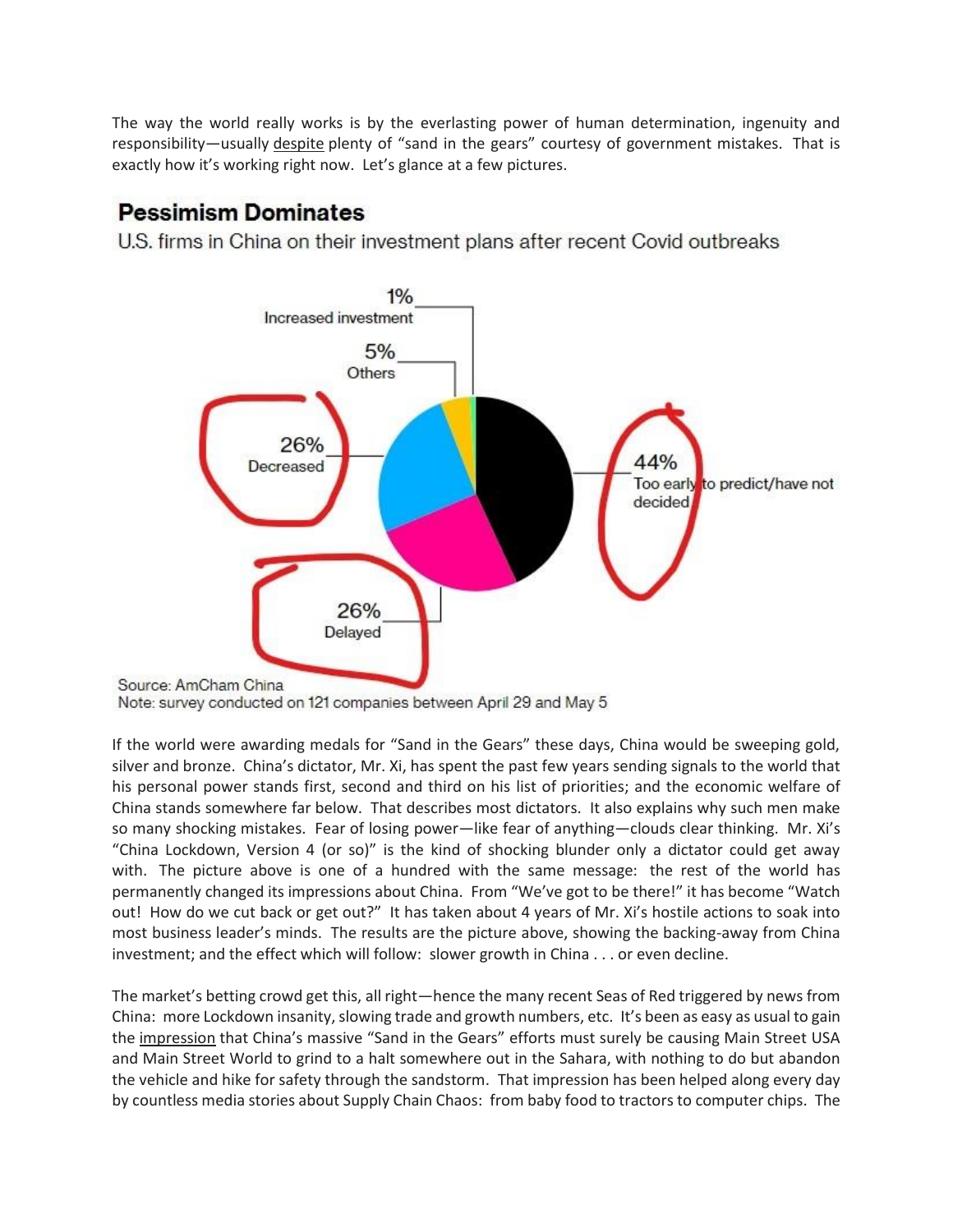The way the world really works is by the everlasting power of human determination, ingenuity and responsibility—usually despite plenty of "sand in the gears" courtesy of government mistakes. That is exactly how it's working right now. Let's glance at a few pictures.

**Pessimism Dominates**

U.S. firms in China on their investment plans after recent Covid outbreaks

- 1% Increased investment
- 5% Others
- 26% Decreased
- 26% Delayed
- 44% Too early to predict/have not decided

Source: AmCham China
Note: survey conducted on 121 companies between April 29 and May 5

If the world were awarding medals for "Sand in the Gears" these days, China would be sweeping gold, silver and bronze. China's dictator, Mr. Xi, has spent the past few years sending signals to the world that his personal power stands first, second and third on his list of priorities; and the economic welfare of China stands somewhere far below. That describes most dictators. It also explains why such men make so many shocking mistakes. Fear of losing power—like fear of anything—clouds clear thinking. Mr. Xi's "China Lockdown, Version 4 (or so)" is the kind of shocking blunder only a dictator could get away with. The picture above is one of a hundred with the same message: the rest of the world has permanently changed its impressions about China. From "We've got to be there!" it has become "Watch out! How do we cut back or get out?" It has taken about 4 years of Mr. Xi's hostile actions to soak into most business leader's minds. The results are the picture above, showing the backing-away from China investment; and the effect which will follow: slower growth in China . . . or even decline.

The market's betting crowd get this, all right—hence the many recent Seas of Red triggered by news from China: more Lockdown insanity, slowing trade and growth numbers, etc. It's been as easy as usual to gain the impression that China's massive "Sand in the Gears" efforts must surely be causing Main Street USA and Main Street World to grind to a halt somewhere out in the Sahara, with nothing to do but abandon the vehicle and hike for safety through the sandstorm. That impression has been helped along every day by countless media stories about Supply Chain Chaos: from baby food to tractors to computer chips. The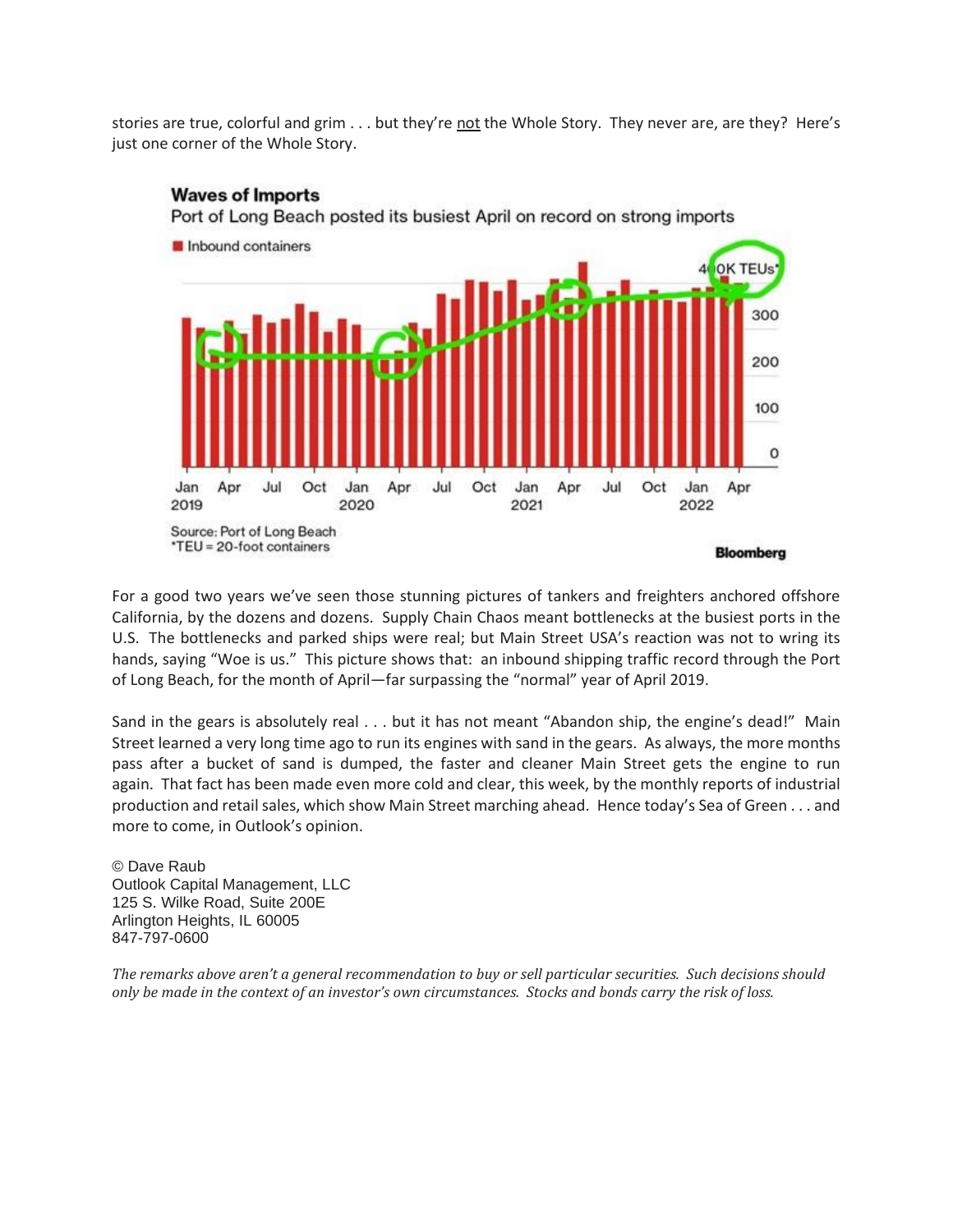stories are true, colorful and grim . . . but they're not the Whole Story. They never are, are they? Here's just one corner of the Whole Story.

**Waves of Imports**

Port of Long Beach posted its busiest April on record on strong imports

Inbound containers

400K TEUs*

300

200

100

0

Jan 2019 Apr Jul Oct Jan 2020 Apr Jul Oct Jan 2021 Apr Jul Oct Jan 2022 Apr

Source: Port of Long Beach
*TEU = 20-foot containers

Bloomberg

For a good two years we've seen those stunning pictures of tankers and freighters anchored offshore California, by the dozens and dozens. Supply Chain Chaos meant bottlenecks at the busiest ports in the U.S. The bottlenecks and parked ships were real; but Main Street USA's reaction was not to wring its hands, saying "Woe is us." This picture shows that: an inbound shipping traffic record through the Port of Long Beach, for the month of April—far surpassing the "normal" year of April 2019.

Sand in the gears is absolutely real . . . but it has not meant "Abandon ship, the engine's dead!" Main Street learned a very long time ago to run its engines with sand in the gears. As always, the more months pass after a bucket of sand is dumped, the faster and cleaner Main Street gets the engine to run again. That fact has been made even more cold and clear, this week, by the monthly reports of industrial production and retail sales, which show Main Street marching ahead. Hence today's Sea of Green . . . and more to come, in Outlook's opinion.

© Dave Raub
Outlook Capital Management, LLC
125 S. Wilke Road, Suite 200E
Arlington Heights, IL 60005
847-797-0600

*The remarks above aren't a general recommendation to buy or sell particular securities. Such decisions should only be made in the context of an investor's own circumstances. Stocks and bonds carry the risk of loss.*